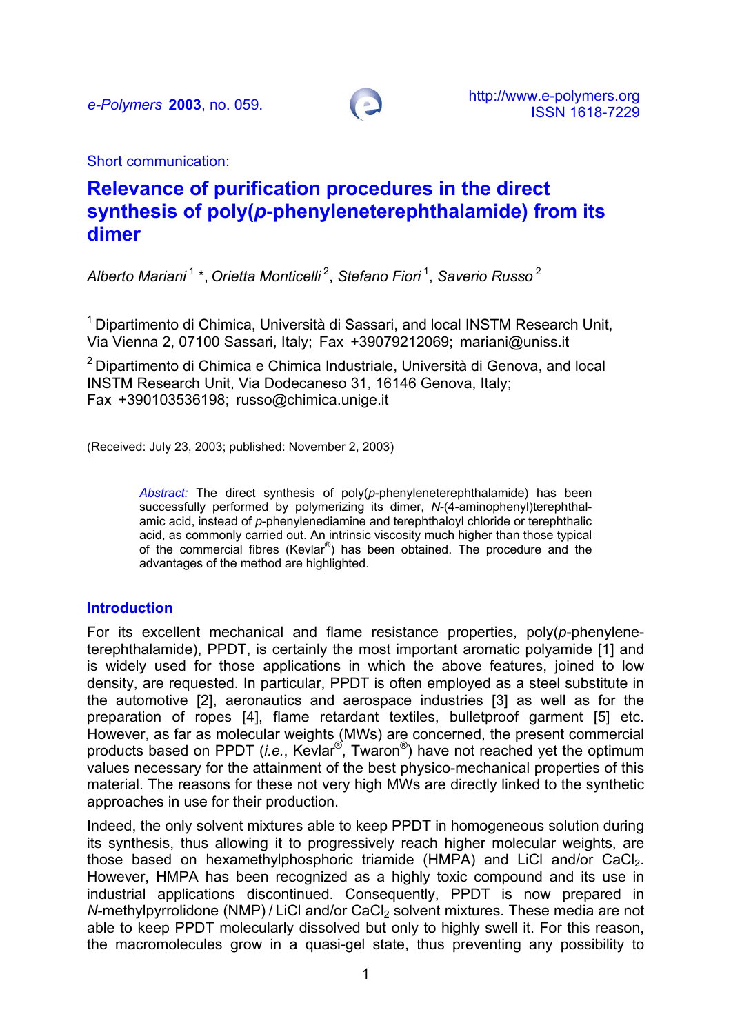Short communication:

# Relevance of purification procedures in the direct synthesis of poly(*p*-phenyleneterephthalamide) from its dimer

*Alberto Mariani* [1] \*, *Orietta Monticelli* [2], *Stefano Fiori* [1], *Saverio Russo* [2]

[1] Dipartimento di Chimica, Università di Sassari, and local INSTM Research Unit, Via Vienna 2, 07100 Sassari, Italy; Fax +39079212069; mariani@uniss.it

[2] Dipartimento di Chimica e Chimica Industriale, Università di Genova, and local INSTM Research Unit, Via Dodecaneso 31, 16146 Genova, Italy; Fax +390103536198; russo@chimica.unige.it

(Received: July 23, 2003; published: November 2, 2003)

*Abstract:* The direct synthesis of poly(*p*-phenyleneterephthalamide) has been successfully performed by polymerizing its dimer, *N*-(4-aminophenyl)terephthal-amic acid, instead of *p*-phenylenediamine and terephthaloyl chloride or terephthalic acid, as commonly carried out. An intrinsic viscosity much higher than those typical of the commercial fibres (Kevlar®) has been obtained. The procedure and the advantages of the method are highlighted.

## Introduction

For its excellent mechanical and flame resistance properties, poly(*p*-phenylene-terephthalamide), PPDT, is certainly the most important aromatic polyamide [1] and is widely used for those applications in which the above features, joined to low density, are requested. In particular, PPDT is often employed as a steel substitute in the automotive [2], aeronautics and aerospace industries [3] as well as for the preparation of ropes [4], flame retardant textiles, bulletproof garment [5] etc. However, as far as molecular weights (MWs) are concerned, the present commercial products based on PPDT (*i.e.*, Kevlar®, Twaron®) have not reached yet the optimum values necessary for the attainment of the best physico-mechanical properties of this material. The reasons for these not very high MWs are directly linked to the synthetic approaches in use for their production.

Indeed, the only solvent mixtures able to keep PPDT in homogeneous solution during its synthesis, thus allowing it to progressively reach higher molecular weights, are those based on hexamethylphosphoric triamide (HMPA) and LiCl and/or $CaCl_2$. However, HMPA has been recognized as a highly toxic compound and its use in industrial applications discontinued. Consequently, PPDT is now prepared in *N*-methylpyrrolidone (NMP) / LiCl and/or $CaCl_2$ solvent mixtures. These media are not able to keep PPDT molecularly dissolved but only to highly swell it. For this reason, the macromolecules grow in a quasi-gel state, thus preventing any possibility to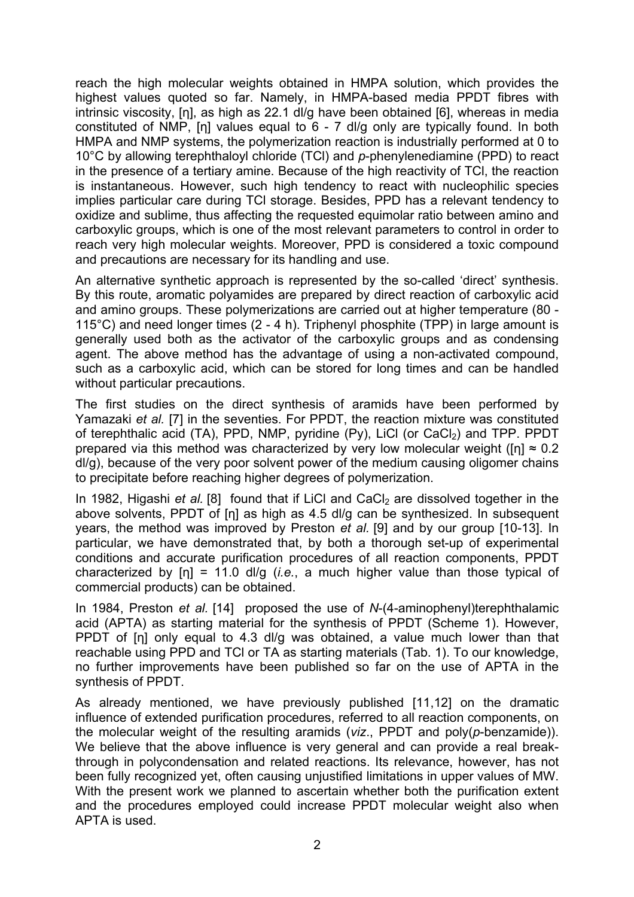reach the high molecular weights obtained in HMPA solution, which provides the highest values quoted so far. Namely, in HMPA-based media PPDT fibres with intrinsic viscosity, [η], as high as 22.1 dl/g have been obtained [6], whereas in media constituted of NMP, [η] values equal to 6 - 7 dl/g only are typically found. In both HMPA and NMP systems, the polymerization reaction is industrially performed at 0 to 10°C by allowing terephthaloyl chloride (TCl) and *p*-phenylenediamine (PPD) to react in the presence of a tertiary amine. Because of the high reactivity of TCl, the reaction is instantaneous. However, such high tendency to react with nucleophilic species implies particular care during TCl storage. Besides, PPD has a relevant tendency to oxidize and sublime, thus affecting the requested equimolar ratio between amino and carboxylic groups, which is one of the most relevant parameters to control in order to reach very high molecular weights. Moreover, PPD is considered a toxic compound and precautions are necessary for its handling and use.

An alternative synthetic approach is represented by the so-called 'direct' synthesis. By this route, aromatic polyamides are prepared by direct reaction of carboxylic acid and amino groups. These polymerizations are carried out at higher temperature (80 - 115°C) and need longer times (2 - 4 h). Triphenyl phosphite (TPP) in large amount is generally used both as the activator of the carboxylic groups and as condensing agent. The above method has the advantage of using a non-activated compound, such as a carboxylic acid, which can be stored for long times and can be handled without particular precautions.

The first studies on the direct synthesis of aramids have been performed by Yamazaki *et al.* [7] in the seventies. For PPDT, the reaction mixture was constituted of terephthalic acid (TA), PPD, NMP, pyridine (Py), LiCl (or $CaCl_2$) and TPP. PPDT prepared via this method was characterized by very low molecular weight ([η] ≈ 0.2 dl/g), because of the very poor solvent power of the medium causing oligomer chains to precipitate before reaching higher degrees of polymerization.

In 1982, Higashi *et al.* [8] found that if LiCl and $CaCl_2$ are dissolved together in the above solvents, PPDT of [η] as high as 4.5 dl/g can be synthesized. In subsequent years, the method was improved by Preston *et al.* [9] and by our group [10-13]. In particular, we have demonstrated that, by both a thorough set-up of experimental conditions and accurate purification procedures of all reaction components, PPDT characterized by [η] = 11.0 dl/g (*i.e.*, a much higher value than those typical of commercial products) can be obtained.

In 1984, Preston *et al.* [14] proposed the use of *N*-(4-aminophenyl)terephthalamic acid (APTA) as starting material for the synthesis of PPDT (Scheme 1). However, PPDT of [η] only equal to 4.3 dl/g was obtained, a value much lower than that reachable using PPD and TCl or TA as starting materials (Tab. 1). To our knowledge, no further improvements have been published so far on the use of APTA in the synthesis of PPDT.

As already mentioned, we have previously published [11,12] on the dramatic influence of extended purification procedures, referred to all reaction components, on the molecular weight of the resulting aramids (*viz*., PPDT and poly(*p*-benzamide)). We believe that the above influence is very general and can provide a real break-through in polycondensation and related reactions. Its relevance, however, has not been fully recognized yet, often causing unjustified limitations in upper values of MW. With the present work we planned to ascertain whether both the purification extent and the procedures employed could increase PPDT molecular weight also when APTA is used.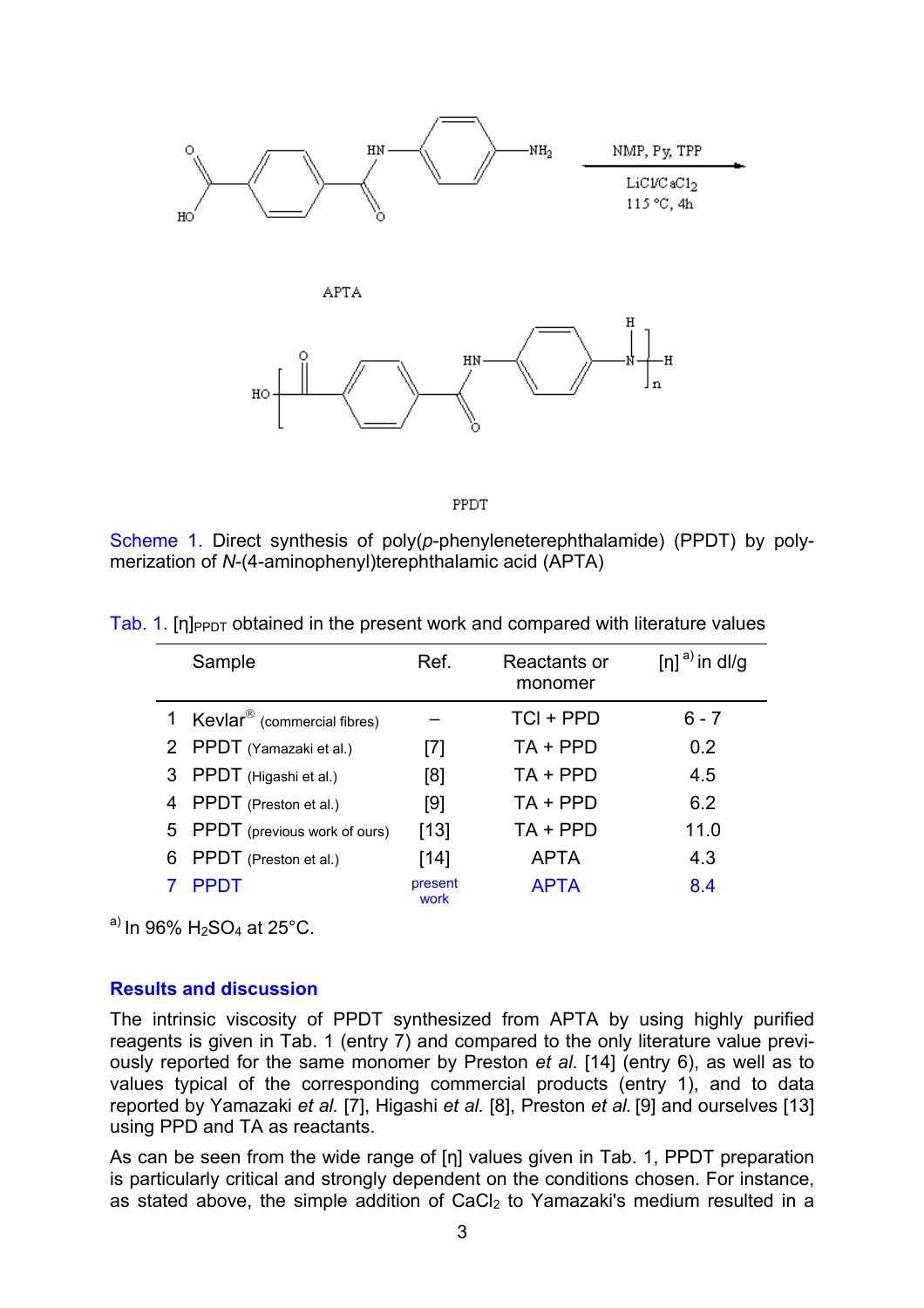Scheme 1. Direct synthesis of poly(*p*-phenyleneterephthalamide) (PPDT) by polymerization of *N*-(4-aminophenyl)terephthalamic acid (APTA)

Tab. 1. $[\eta]_{PPDT}$ obtained in the present work and compared with literature values

| | Sample | Ref. | Reactants or monomer | $[\eta]$ [a] in dl/g |
|---|---|---|---|---|
| 1 | Kevlar® (commercial fibres) | – | TCl + PPD | 6 - 7 |
| 2 | PPDT (Yamazaki et al.) | [7] | TA + PPD | 0.2 |
| 3 | PPDT (Higashi et al.) | [8] | TA + PPD | 4.5 |
| 4 | PPDT (Preston et al.) | [9] | TA + PPD | 6.2 |
| 5 | PPDT (previous work of ours) | [13] | TA + PPD | 11.0 |
| 6 | PPDT (Preston et al.) | [14] | APTA | 4.3 |
| 7 | PPDT | present work | APTA | 8.4 |

[a] In 96% $H_2SO_4$ at 25°C.

## Results and discussion

The intrinsic viscosity of PPDT synthesized from APTA by using highly purified reagents is given in Tab. 1 (entry 7) and compared to the only literature value previously reported for the same monomer by Preston *et al*. [14] (entry 6), as well as to values typical of the corresponding commercial products (entry 1), and to data reported by Yamazaki *et al.* [7], Higashi *et al.* [8], Preston *et al.* [9] and ourselves [13] using PPD and TA as reactants.

As can be seen from the wide range of $[\eta]$ values given in Tab. 1, PPDT preparation is particularly critical and strongly dependent on the conditions chosen. For instance, as stated above, the simple addition of $CaCl_2$ to Yamazaki's medium resulted in a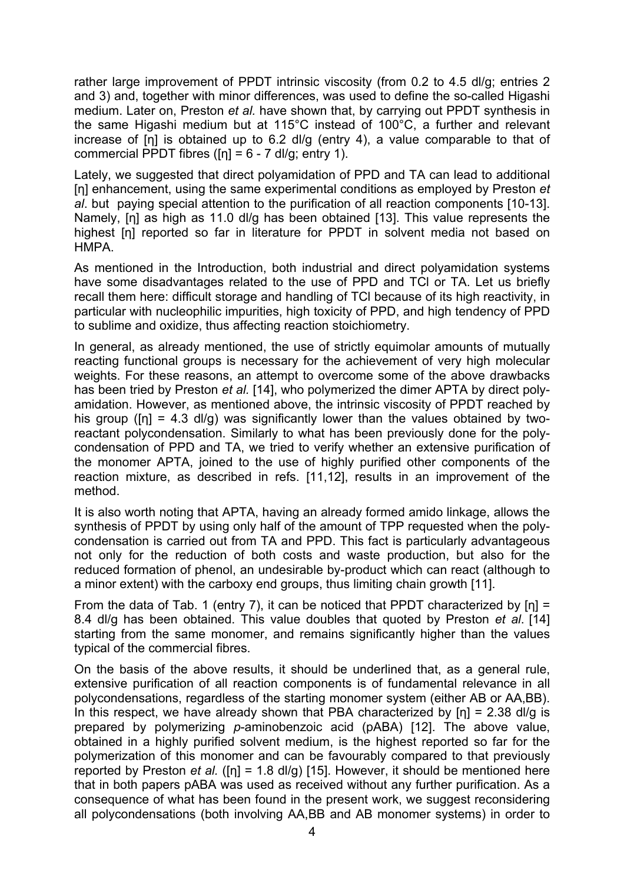rather large improvement of PPDT intrinsic viscosity (from 0.2 to 4.5 dl/g; entries 2 and 3) and, together with minor differences, was used to define the so-called Higashi medium. Later on, Preston *et al.* have shown that, by carrying out PPDT synthesis in the same Higashi medium but at 115°C instead of 100°C, a further and relevant increase of [η] is obtained up to 6.2 dl/g (entry 4), a value comparable to that of commercial PPDT fibres ([η] = 6 - 7 dl/g; entry 1).

Lately, we suggested that direct polyamidation of PPD and TA can lead to additional [η] enhancement, using the same experimental conditions as employed by Preston *et al*. but paying special attention to the purification of all reaction components [10-13]. Namely, [η] as high as 11.0 dl/g has been obtained [13]. This value represents the highest [η] reported so far in literature for PPDT in solvent media not based on HMPA.

As mentioned in the Introduction, both industrial and direct polyamidation systems have some disadvantages related to the use of PPD and TCl or TA. Let us briefly recall them here: difficult storage and handling of TCl because of its high reactivity, in particular with nucleophilic impurities, high toxicity of PPD, and high tendency of PPD to sublime and oxidize, thus affecting reaction stoichiometry.

In general, as already mentioned, the use of strictly equimolar amounts of mutually reacting functional groups is necessary for the achievement of very high molecular weights. For these reasons, an attempt to overcome some of the above drawbacks has been tried by Preston *et al.* [14], who polymerized the dimer APTA by direct polyamidation. However, as mentioned above, the intrinsic viscosity of PPDT reached by his group ([η] = 4.3 dl/g) was significantly lower than the values obtained by two-reactant polycondensation. Similarly to what has been previously done for the polycondensation of PPD and TA, we tried to verify whether an extensive purification of the monomer APTA, joined to the use of highly purified other components of the reaction mixture, as described in refs. [11,12], results in an improvement of the method.

It is also worth noting that APTA, having an already formed amido linkage, allows the synthesis of PPDT by using only half of the amount of TPP requested when the polycondensation is carried out from TA and PPD. This fact is particularly advantageous not only for the reduction of both costs and waste production, but also for the reduced formation of phenol, an undesirable by-product which can react (although to a minor extent) with the carboxy end groups, thus limiting chain growth [11].

From the data of Tab. 1 (entry 7), it can be noticed that PPDT characterized by [η] = 8.4 dl/g has been obtained. This value doubles that quoted by Preston *et al*. [14] starting from the same monomer, and remains significantly higher than the values typical of the commercial fibres.

On the basis of the above results, it should be underlined that, as a general rule, extensive purification of all reaction components is of fundamental relevance in all polycondensations, regardless of the starting monomer system (either AB or AA,BB). In this respect, we have already shown that PBA characterized by [η] = 2.38 dl/g is prepared by polymerizing *p*-aminobenzoic acid (pABA) [12]. The above value, obtained in a highly purified solvent medium, is the highest reported so far for the polymerization of this monomer and can be favourably compared to that previously reported by Preston *et al.* ([η] = 1.8 dl/g) [15]. However, it should be mentioned here that in both papers pABA was used as received without any further purification. As a consequence of what has been found in the present work, we suggest reconsidering all polycondensations (both involving AA,BB and AB monomer systems) in order to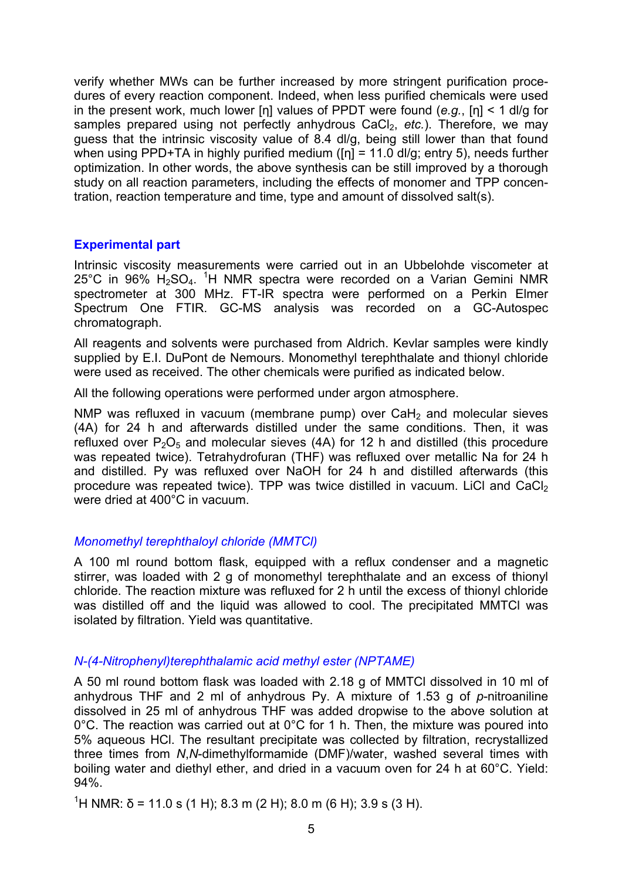verify whether MWs can be further increased by more stringent purification procedures of every reaction component. Indeed, when less purified chemicals were used in the present work, much lower [η] values of PPDT were found (*e.g.*, [η] < 1 dl/g for samples prepared using not perfectly anhydrous $CaCl_2$, *etc.*). Therefore, we may guess that the intrinsic viscosity value of 8.4 dl/g, being still lower than that found when using PPD+TA in highly purified medium ([η] = 11.0 dl/g; entry 5), needs further optimization. In other words, the above synthesis can be still improved by a thorough study on all reaction parameters, including the effects of monomer and TPP concentration, reaction temperature and time, type and amount of dissolved salt(s).

## Experimental part

Intrinsic viscosity measurements were carried out in an Ubbelohde viscometer at 25°C in 96% $H_2SO_4$. $^1$H NMR spectra were recorded on a Varian Gemini NMR spectrometer at 300 MHz. FT-IR spectra were performed on a Perkin Elmer Spectrum One FTIR. GC-MS analysis was recorded on a GC-Autospec chromatograph.

All reagents and solvents were purchased from Aldrich. Kevlar samples were kindly supplied by E.I. DuPont de Nemours. Monomethyl terephthalate and thionyl chloride were used as received. The other chemicals were purified as indicated below.

All the following operations were performed under argon atmosphere.

NMP was refluxed in vacuum (membrane pump) over $CaH_2$ and molecular sieves (4A) for 24 h and afterwards distilled under the same conditions. Then, it was refluxed over $P_2O_5$ and molecular sieves (4A) for 12 h and distilled (this procedure was repeated twice). Tetrahydrofuran (THF) was refluxed over metallic Na for 24 h and distilled. Py was refluxed over NaOH for 24 h and distilled afterwards (this procedure was repeated twice). TPP was twice distilled in vacuum. LiCl and $CaCl_2$ were dried at 400°C in vacuum.

### *Monomethyl terephthaloyl chloride (MMTCl)*

A 100 ml round bottom flask, equipped with a reflux condenser and a magnetic stirrer, was loaded with 2 g of monomethyl terephthalate and an excess of thionyl chloride. The reaction mixture was refluxed for 2 h until the excess of thionyl chloride was distilled off and the liquid was allowed to cool. The precipitated MMTCl was isolated by filtration. Yield was quantitative.

### *N-(4-Nitrophenyl)terephthalamic acid methyl ester (NPTAME)*

A 50 ml round bottom flask was loaded with 2.18 g of MMTCl dissolved in 10 ml of anhydrous THF and 2 ml of anhydrous Py. A mixture of 1.53 g of *p*-nitroaniline dissolved in 25 ml of anhydrous THF was added dropwise to the above solution at 0°C. The reaction was carried out at 0°C for 1 h. Then, the mixture was poured into 5% aqueous HCl. The resultant precipitate was collected by filtration, recrystallized three times from *N*,*N*-dimethylformamide (DMF)/water, washed several times with boiling water and diethyl ether, and dried in a vacuum oven for 24 h at 60°C. Yield: 94%.

$^1$H NMR: δ = 11.0 s (1 H); 8.3 m (2 H); 8.0 m (6 H); 3.9 s (3 H).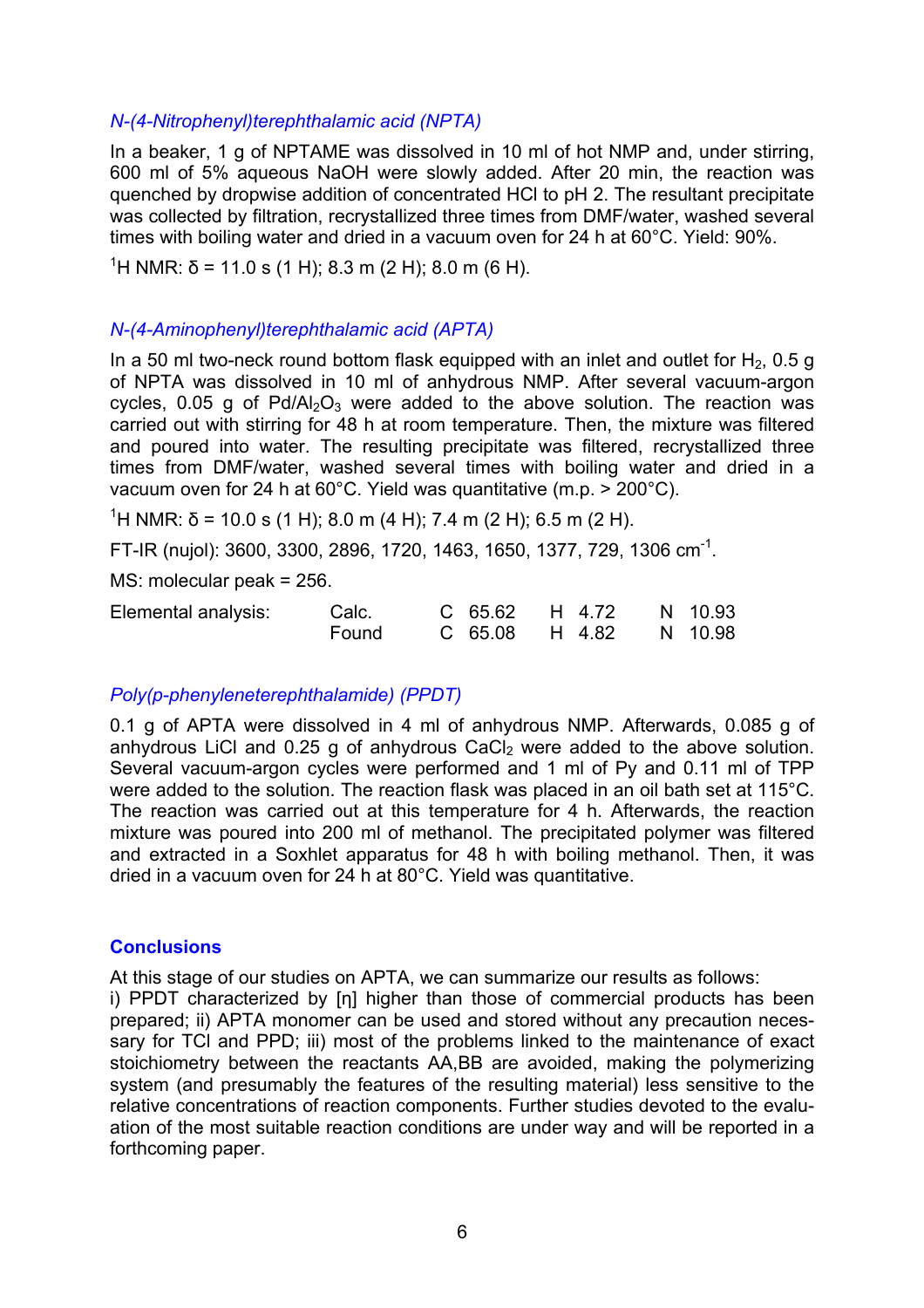### *N-(4-Nitrophenyl)terephthalamic acid (NPTA)*

In a beaker, 1 g of NPTAME was dissolved in 10 ml of hot NMP and, under stirring, 600 ml of 5% aqueous NaOH were slowly added. After 20 min, the reaction was quenched by dropwise addition of concentrated HCl to pH 2. The resultant precipitate was collected by filtration, recrystallized three times from DMF/water, washed several times with boiling water and dried in a vacuum oven for 24 h at 60°C. Yield: 90%.

$^{1}$H NMR: δ = 11.0 s (1 H); 8.3 m (2 H); 8.0 m (6 H).

### *N-(4-Aminophenyl)terephthalamic acid (APTA)*

In a 50 ml two-neck round bottom flask equipped with an inlet and outlet for $H_2$, 0.5 g of NPTA was dissolved in 10 ml of anhydrous NMP. After several vacuum-argon cycles, 0.05 g of $Pd/Al_2O_3$ were added to the above solution. The reaction was carried out with stirring for 48 h at room temperature. Then, the mixture was filtered and poured into water. The resulting precipitate was filtered, recrystallized three times from DMF/water, washed several times with boiling water and dried in a vacuum oven for 24 h at 60°C. Yield was quantitative (m.p. > 200°C).

$^{1}$H NMR: δ = 10.0 s (1 H); 8.0 m (4 H); 7.4 m (2 H); 6.5 m (2 H).

FT-IR (nujol): 3600, 3300, 2896, 1720, 1463, 1650, 1377, 729, 1306 cm$^{-1}$.

MS: molecular peak = 256.

| Elemental analysis: | | | | |
|---|---|---|---|---|
| | Calc. | C 65.62 | H 4.72 | N 10.93 |
| | Found | C 65.08 | H 4.82 | N 10.98 |

### *Poly(p-phenyleneterephthalamide) (PPDT)*

0.1 g of APTA were dissolved in 4 ml of anhydrous NMP. Afterwards, 0.085 g of anhydrous LiCl and 0.25 g of anhydrous $CaCl_2$ were added to the above solution. Several vacuum-argon cycles were performed and 1 ml of Py and 0.11 ml of TPP were added to the solution. The reaction flask was placed in an oil bath set at 115°C. The reaction was carried out at this temperature for 4 h. Afterwards, the reaction mixture was poured into 200 ml of methanol. The precipitated polymer was filtered and extracted in a Soxhlet apparatus for 48 h with boiling methanol. Then, it was dried in a vacuum oven for 24 h at 80°C. Yield was quantitative.

## Conclusions

At this stage of our studies on APTA, we can summarize our results as follows:
i) PPDT characterized by [η] higher than those of commercial products has been prepared; ii) APTA monomer can be used and stored without any precaution necessary for TCl and PPD; iii) most of the problems linked to the maintenance of exact stoichiometry between the reactants AA,BB are avoided, making the polymerizing system (and presumably the features of the resulting material) less sensitive to the relative concentrations of reaction components. Further studies devoted to the evaluation of the most suitable reaction conditions are under way and will be reported in a forthcoming paper.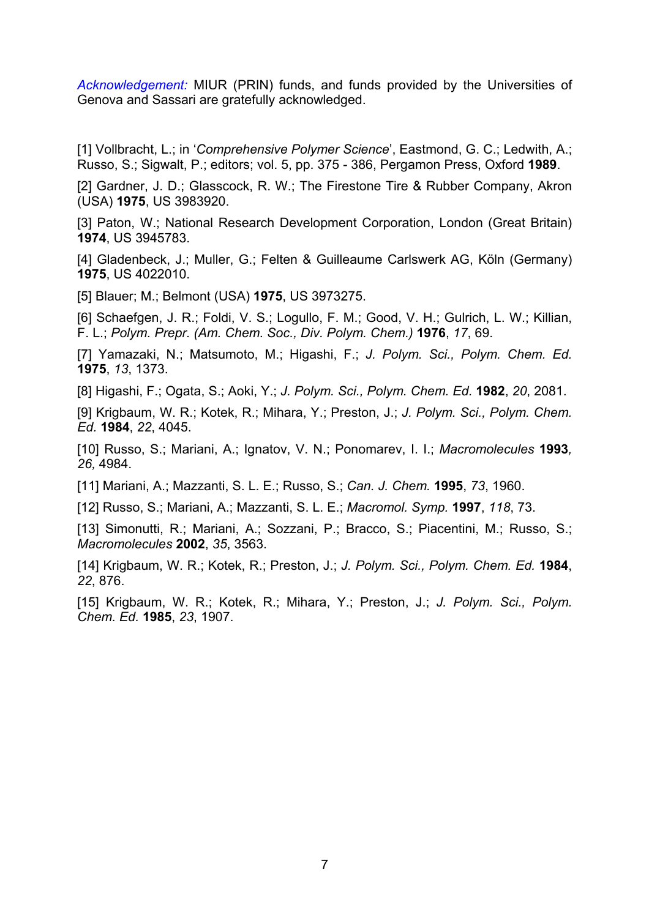*Acknowledgement:* MIUR (PRIN) funds, and funds provided by the Universities of Genova and Sassari are gratefully acknowledged.

[1] Vollbracht, L.; in '*Comprehensive Polymer Science*', Eastmond, G. C.; Ledwith, A.; Russo, S.; Sigwalt, P.; editors; vol. 5, pp. 375 - 386, Pergamon Press, Oxford **1989**.

[2] Gardner, J. D.; Glasscock, R. W.; The Firestone Tire & Rubber Company, Akron (USA) **1975**, US 3983920.

[3] Paton, W.; National Research Development Corporation, London (Great Britain) **1974**, US 3945783.

[4] Gladenbeck, J.; Muller, G.; Felten & Guilleaume Carlswerk AG, Köln (Germany) **1975**, US 4022010.

[5] Blauer; M.; Belmont (USA) **1975**, US 3973275.

[6] Schaefgen, J. R.; Foldi, V. S.; Logullo, F. M.; Good, V. H.; Gulrich, L. W.; Killian, F. L.; *Polym. Prepr. (Am. Chem. Soc., Div. Polym. Chem.)* **1976**, *17*, 69.

[7] Yamazaki, N.; Matsumoto, M.; Higashi, F.; *J. Polym. Sci., Polym. Chem. Ed.* **1975**, *13*, 1373.

[8] Higashi, F.; Ogata, S.; Aoki, Y.; *J. Polym. Sci., Polym. Chem. Ed.* **1982**, *20*, 2081.

[9] Krigbaum, W. R.; Kotek, R.; Mihara, Y.; Preston, J.; *J. Polym. Sci., Polym. Chem. Ed.* **1984**, *22*, 4045.

[10] Russo, S.; Mariani, A.; Ignatov, V. N.; Ponomarev, I. I.; *Macromolecules* **1993**, *26,* 4984.

[11] Mariani, A.; Mazzanti, S. L. E.; Russo, S.; *Can. J. Chem.* **1995**, *73*, 1960.

[12] Russo, S.; Mariani, A.; Mazzanti, S. L. E.; *Macromol. Symp.* **1997**, *118*, 73.

[13] Simonutti, R.; Mariani, A.; Sozzani, P.; Bracco, S.; Piacentini, M.; Russo, S.; *Macromolecules* **2002**, *35*, 3563.

[14] Krigbaum, W. R.; Kotek, R.; Preston, J.; *J. Polym. Sci., Polym. Chem. Ed.* **1984**, *22*, 876.

[15] Krigbaum, W. R.; Kotek, R.; Mihara, Y.; Preston, J.; *J. Polym. Sci., Polym. Chem. Ed.* **1985**, *23*, 1907.